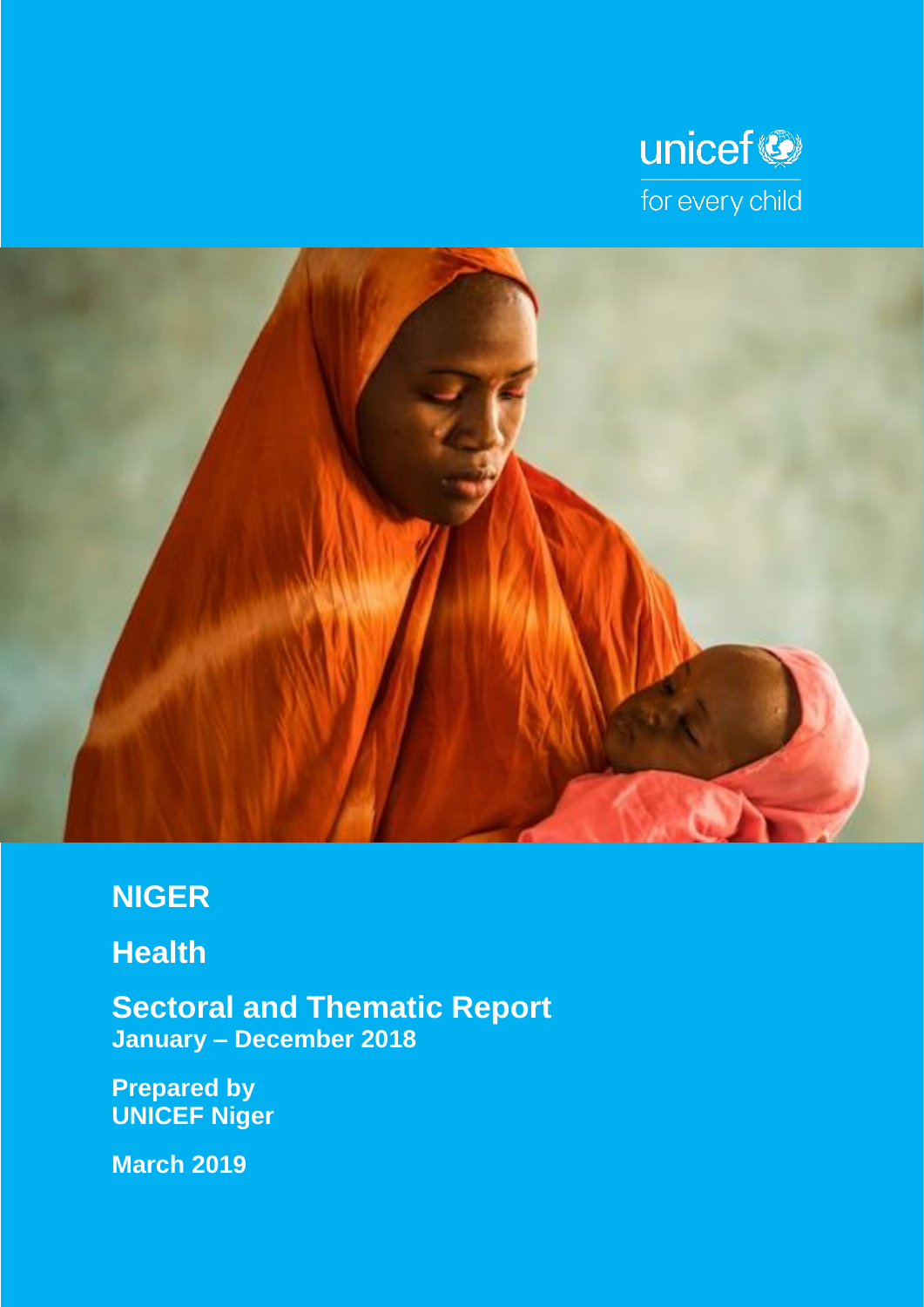unicef
for every child

# NIGER

## Health

## Sectoral and Thematic Report
**January – December 2018**

**Prepared by**
**UNICEF Niger**

**March 2019**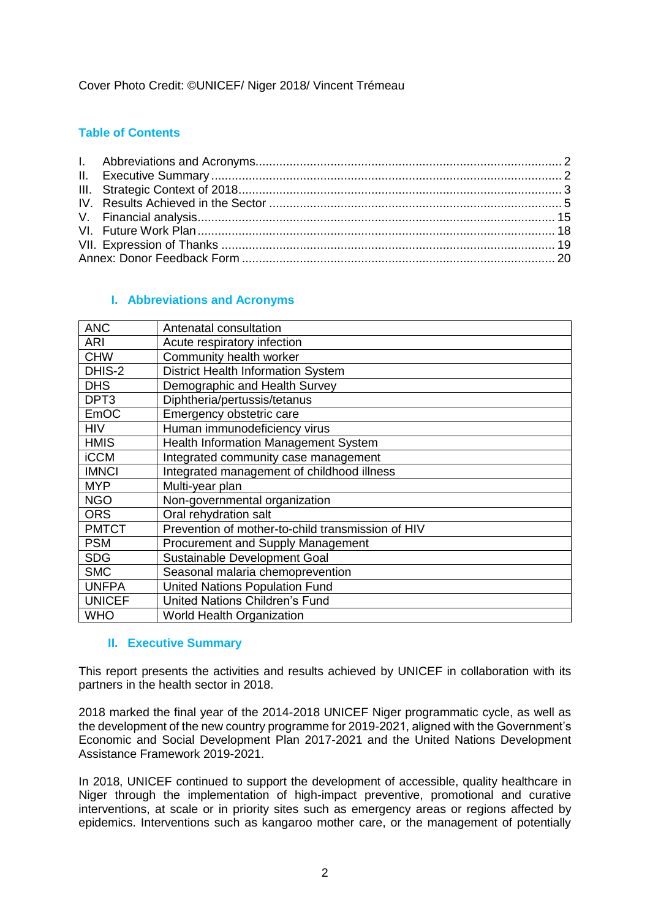Cover Photo Credit: ©UNICEF/ Niger 2018/ Vincent Trémeau

## Table of Contents

I. Abbreviations and Acronyms........................................................................................ 2
II. Executive Summary...................................................................................................... 2
III. Strategic Context of 2018.............................................................................................. 3
IV. Results Achieved in the Sector ..................................................................................... 5
V. Financial analysis......................................................................................................... 15
VI. Future Work Plan......................................................................................................... 18
VII. Expression of Thanks ................................................................................................. 19
Annex: Donor Feedback Form ........................................................................................... 20

## I. Abbreviations and Acronyms

| ANC | Antenatal consultation |
|---|---|
| ARI | Acute respiratory infection |
| CHW | Community health worker |
| DHIS-2 | District Health Information System |
| DHS | Demographic and Health Survey |
| DPT3 | Diphtheria/pertussis/tetanus |
| EmOC | Emergency obstetric care |
| HIV | Human immunodeficiency virus |
| HMIS | Health Information Management System |
| iCCM | Integrated community case management |
| IMNCI | Integrated management of childhood illness |
| MYP | Multi-year plan |
| NGO | Non-governmental organization |
| ORS | Oral rehydration salt |
| PMTCT | Prevention of mother-to-child transmission of HIV |
| PSM | Procurement and Supply Management |
| SDG | Sustainable Development Goal |
| SMC | Seasonal malaria chemoprevention |
| UNFPA | United Nations Population Fund |
| UNICEF | United Nations Children's Fund |
| WHO | World Health Organization |

## II. Executive Summary

This report presents the activities and results achieved by UNICEF in collaboration with its partners in the health sector in 2018.

2018 marked the final year of the 2014-2018 UNICEF Niger programmatic cycle, as well as the development of the new country programme for 2019-2021, aligned with the Government's Economic and Social Development Plan 2017-2021 and the United Nations Development Assistance Framework 2019-2021.

In 2018, UNICEF continued to support the development of accessible, quality healthcare in Niger through the implementation of high-impact preventive, promotional and curative interventions, at scale or in priority sites such as emergency areas or regions affected by epidemics. Interventions such as kangaroo mother care, or the management of potentially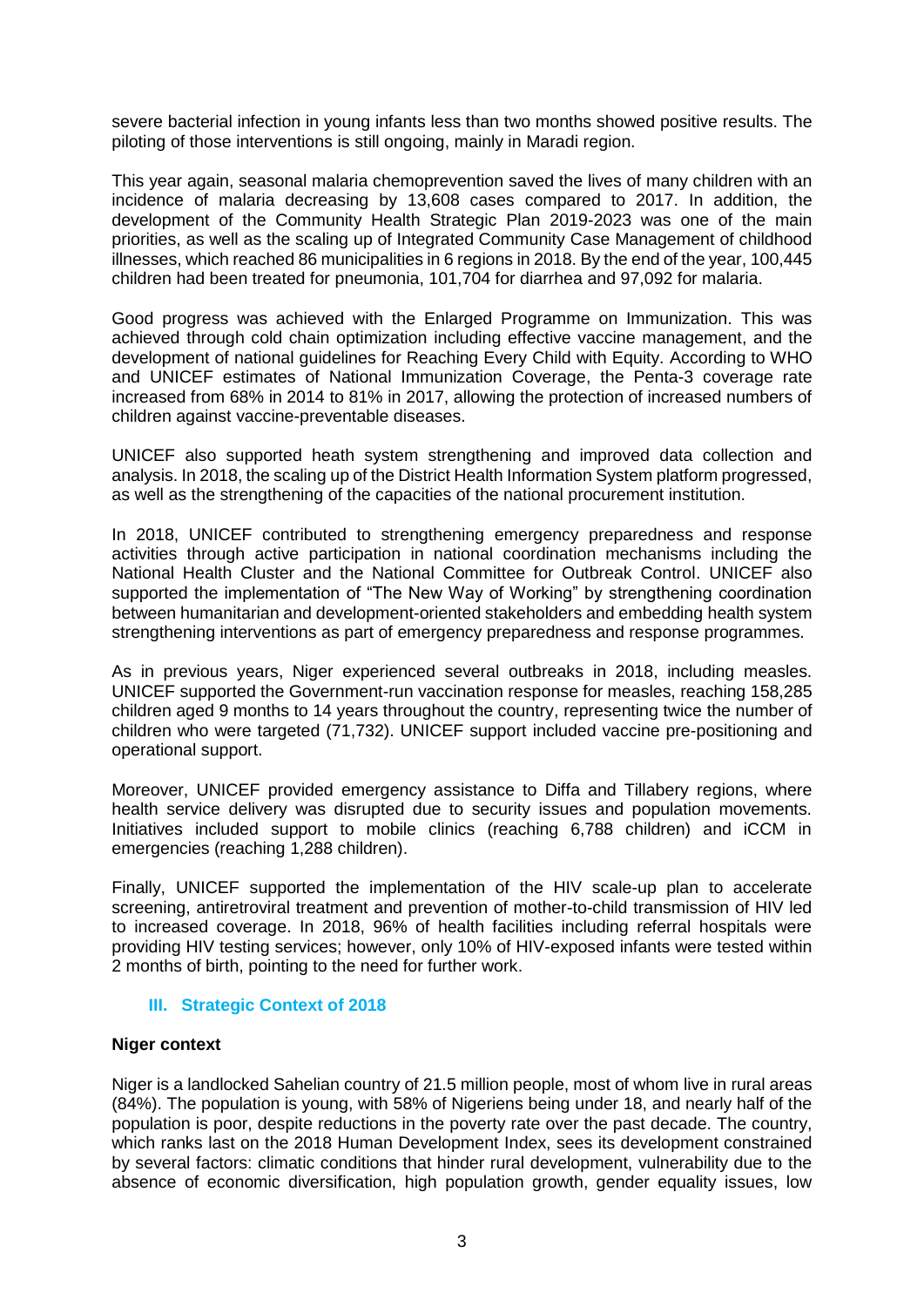severe bacterial infection in young infants less than two months showed positive results. The piloting of those interventions is still ongoing, mainly in Maradi region.

This year again, seasonal malaria chemoprevention saved the lives of many children with an incidence of malaria decreasing by 13,608 cases compared to 2017. In addition, the development of the Community Health Strategic Plan 2019-2023 was one of the main priorities, as well as the scaling up of Integrated Community Case Management of childhood illnesses, which reached 86 municipalities in 6 regions in 2018. By the end of the year, 100,445 children had been treated for pneumonia, 101,704 for diarrhea and 97,092 for malaria.

Good progress was achieved with the Enlarged Programme on Immunization. This was achieved through cold chain optimization including effective vaccine management, and the development of national guidelines for Reaching Every Child with Equity. According to WHO and UNICEF estimates of National Immunization Coverage, the Penta-3 coverage rate increased from 68% in 2014 to 81% in 2017, allowing the protection of increased numbers of children against vaccine-preventable diseases.

UNICEF also supported heath system strengthening and improved data collection and analysis. In 2018, the scaling up of the District Health Information System platform progressed, as well as the strengthening of the capacities of the national procurement institution.

In 2018, UNICEF contributed to strengthening emergency preparedness and response activities through active participation in national coordination mechanisms including the National Health Cluster and the National Committee for Outbreak Control. UNICEF also supported the implementation of "The New Way of Working" by strengthening coordination between humanitarian and development-oriented stakeholders and embedding health system strengthening interventions as part of emergency preparedness and response programmes.

As in previous years, Niger experienced several outbreaks in 2018, including measles. UNICEF supported the Government-run vaccination response for measles, reaching 158,285 children aged 9 months to 14 years throughout the country, representing twice the number of children who were targeted (71,732). UNICEF support included vaccine pre-positioning and operational support.

Moreover, UNICEF provided emergency assistance to Diffa and Tillabery regions, where health service delivery was disrupted due to security issues and population movements. Initiatives included support to mobile clinics (reaching 6,788 children) and iCCM in emergencies (reaching 1,288 children).

Finally, UNICEF supported the implementation of the HIV scale-up plan to accelerate screening, antiretroviral treatment and prevention of mother-to-child transmission of HIV led to increased coverage. In 2018, 96% of health facilities including referral hospitals were providing HIV testing services; however, only 10% of HIV-exposed infants were tested within 2 months of birth, pointing to the need for further work.

## III. Strategic Context of 2018

**Niger context**

Niger is a landlocked Sahelian country of 21.5 million people, most of whom live in rural areas (84%). The population is young, with 58% of Nigeriens being under 18, and nearly half of the population is poor, despite reductions in the poverty rate over the past decade. The country, which ranks last on the 2018 Human Development Index, sees its development constrained by several factors: climatic conditions that hinder rural development, vulnerability due to the absence of economic diversification, high population growth, gender equality issues, low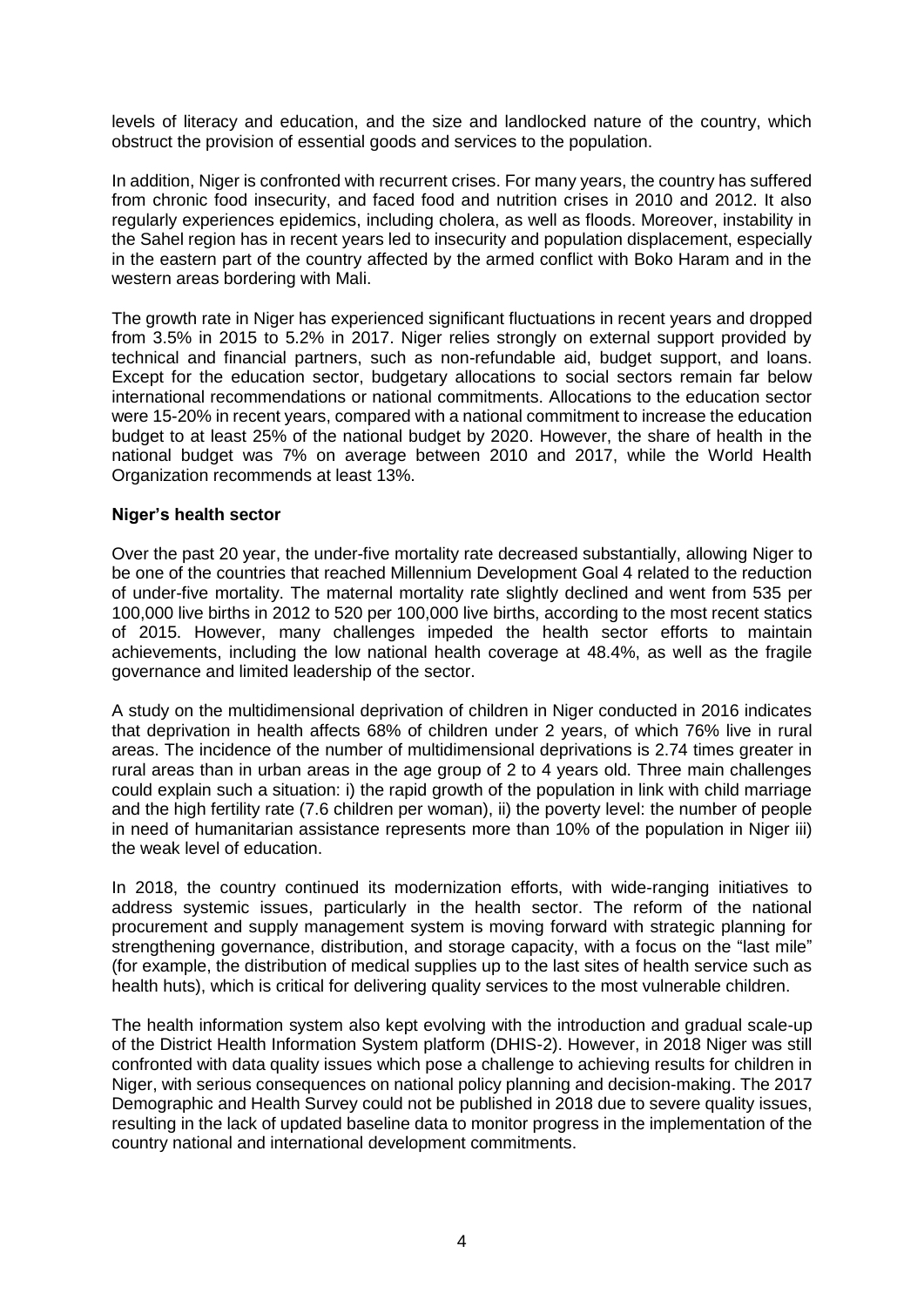levels of literacy and education, and the size and landlocked nature of the country, which obstruct the provision of essential goods and services to the population.

In addition, Niger is confronted with recurrent crises. For many years, the country has suffered from chronic food insecurity, and faced food and nutrition crises in 2010 and 2012. It also regularly experiences epidemics, including cholera, as well as floods. Moreover, instability in the Sahel region has in recent years led to insecurity and population displacement, especially in the eastern part of the country affected by the armed conflict with Boko Haram and in the western areas bordering with Mali.

The growth rate in Niger has experienced significant fluctuations in recent years and dropped from 3.5% in 2015 to 5.2% in 2017. Niger relies strongly on external support provided by technical and financial partners, such as non-refundable aid, budget support, and loans. Except for the education sector, budgetary allocations to social sectors remain far below international recommendations or national commitments. Allocations to the education sector were 15-20% in recent years, compared with a national commitment to increase the education budget to at least 25% of the national budget by 2020. However, the share of health in the national budget was 7% on average between 2010 and 2017, while the World Health Organization recommends at least 13%.

**Niger's health sector**

Over the past 20 year, the under-five mortality rate decreased substantially, allowing Niger to be one of the countries that reached Millennium Development Goal 4 related to the reduction of under-five mortality. The maternal mortality rate slightly declined and went from 535 per 100,000 live births in 2012 to 520 per 100,000 live births, according to the most recent statics of 2015. However, many challenges impeded the health sector efforts to maintain achievements, including the low national health coverage at 48.4%, as well as the fragile governance and limited leadership of the sector.

A study on the multidimensional deprivation of children in Niger conducted in 2016 indicates that deprivation in health affects 68% of children under 2 years, of which 76% live in rural areas. The incidence of the number of multidimensional deprivations is 2.74 times greater in rural areas than in urban areas in the age group of 2 to 4 years old. Three main challenges could explain such a situation: i) the rapid growth of the population in link with child marriage and the high fertility rate (7.6 children per woman), ii) the poverty level: the number of people in need of humanitarian assistance represents more than 10% of the population in Niger iii) the weak level of education.

In 2018, the country continued its modernization efforts, with wide-ranging initiatives to address systemic issues, particularly in the health sector. The reform of the national procurement and supply management system is moving forward with strategic planning for strengthening governance, distribution, and storage capacity, with a focus on the "last mile" (for example, the distribution of medical supplies up to the last sites of health service such as health huts), which is critical for delivering quality services to the most vulnerable children.

The health information system also kept evolving with the introduction and gradual scale-up of the District Health Information System platform (DHIS-2). However, in 2018 Niger was still confronted with data quality issues which pose a challenge to achieving results for children in Niger, with serious consequences on national policy planning and decision-making. The 2017 Demographic and Health Survey could not be published in 2018 due to severe quality issues, resulting in the lack of updated baseline data to monitor progress in the implementation of the country national and international development commitments.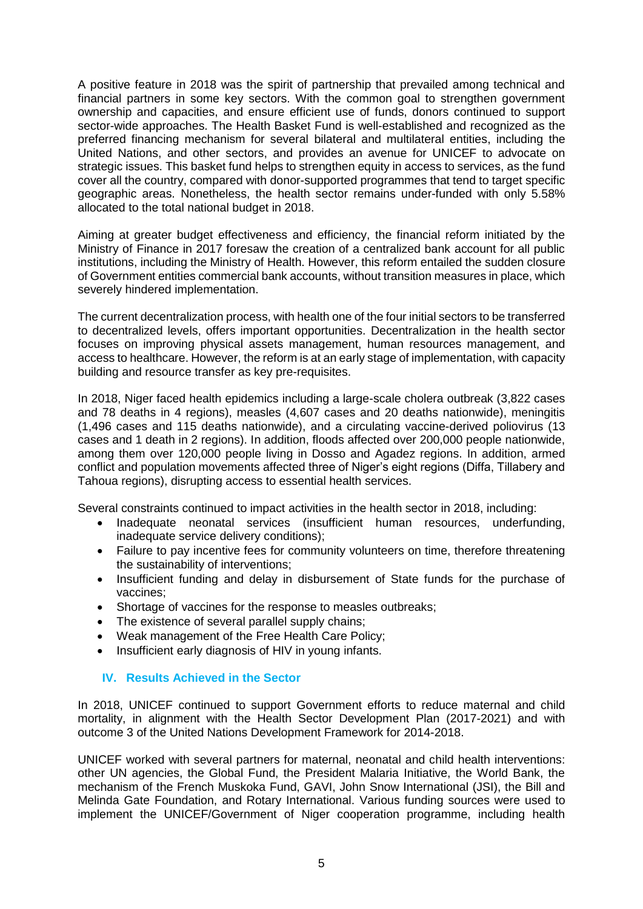A positive feature in 2018 was the spirit of partnership that prevailed among technical and financial partners in some key sectors. With the common goal to strengthen government ownership and capacities, and ensure efficient use of funds, donors continued to support sector-wide approaches. The Health Basket Fund is well-established and recognized as the preferred financing mechanism for several bilateral and multilateral entities, including the United Nations, and other sectors, and provides an avenue for UNICEF to advocate on strategic issues. This basket fund helps to strengthen equity in access to services, as the fund cover all the country, compared with donor-supported programmes that tend to target specific geographic areas. Nonetheless, the health sector remains under-funded with only 5.58% allocated to the total national budget in 2018.

Aiming at greater budget effectiveness and efficiency, the financial reform initiated by the Ministry of Finance in 2017 foresaw the creation of a centralized bank account for all public institutions, including the Ministry of Health. However, this reform entailed the sudden closure of Government entities commercial bank accounts, without transition measures in place, which severely hindered implementation.

The current decentralization process, with health one of the four initial sectors to be transferred to decentralized levels, offers important opportunities. Decentralization in the health sector focuses on improving physical assets management, human resources management, and access to healthcare. However, the reform is at an early stage of implementation, with capacity building and resource transfer as key pre-requisites.

In 2018, Niger faced health epidemics including a large-scale cholera outbreak (3,822 cases and 78 deaths in 4 regions), measles (4,607 cases and 20 deaths nationwide), meningitis (1,496 cases and 115 deaths nationwide), and a circulating vaccine-derived poliovirus (13 cases and 1 death in 2 regions). In addition, floods affected over 200,000 people nationwide, among them over 120,000 people living in Dosso and Agadez regions. In addition, armed conflict and population movements affected three of Niger's eight regions (Diffa, Tillabery and Tahoua regions), disrupting access to essential health services.

Several constraints continued to impact activities in the health sector in 2018, including:

- Inadequate neonatal services (insufficient human resources, underfunding, inadequate service delivery conditions);
- Failure to pay incentive fees for community volunteers on time, therefore threatening the sustainability of interventions;
- Insufficient funding and delay in disbursement of State funds for the purchase of vaccines;
- Shortage of vaccines for the response to measles outbreaks;
- The existence of several parallel supply chains;
- Weak management of the Free Health Care Policy;
- Insufficient early diagnosis of HIV in young infants.

## IV. Results Achieved in the Sector

In 2018, UNICEF continued to support Government efforts to reduce maternal and child mortality, in alignment with the Health Sector Development Plan (2017-2021) and with outcome 3 of the United Nations Development Framework for 2014-2018.

UNICEF worked with several partners for maternal, neonatal and child health interventions: other UN agencies, the Global Fund, the President Malaria Initiative, the World Bank, the mechanism of the French Muskoka Fund, GAVI, John Snow International (JSI), the Bill and Melinda Gate Foundation, and Rotary International. Various funding sources were used to implement the UNICEF/Government of Niger cooperation programme, including health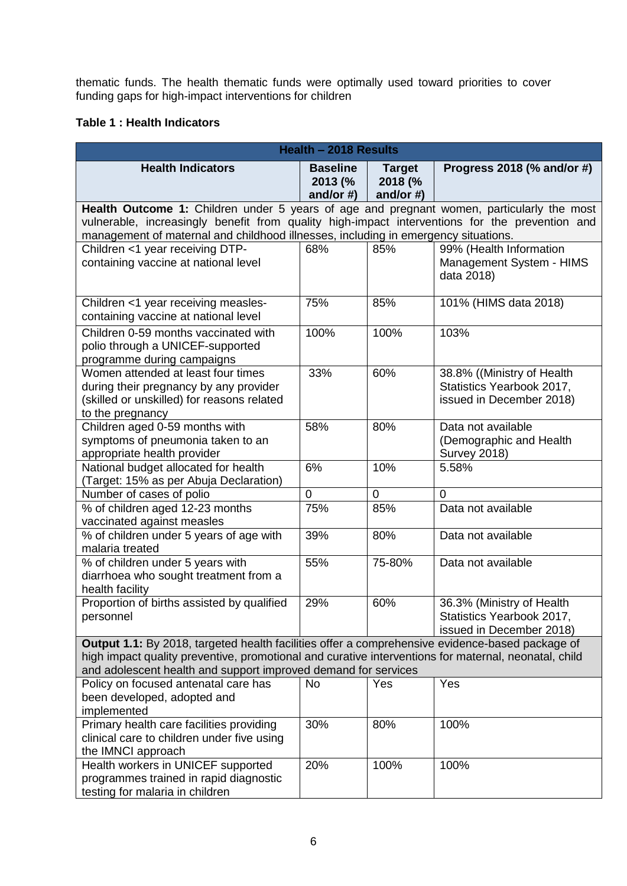thematic funds. The health thematic funds were optimally used toward priorities to cover funding gaps for high-impact interventions for children

**Table 1 : Health Indicators**

| **Health – 2018 Results** | | | |
|---|---|---|---|
| **Health Indicators** | **Baseline 2013 (% and/or #)** | **Target 2018 (% and/or #)** | **Progress 2018 (% and/or #)** |
| **Health Outcome 1:** Children under 5 years of age and pregnant women, particularly the most vulnerable, increasingly benefit from quality high-impact interventions for the prevention and management of maternal and childhood illnesses, including in emergency situations. | | | |
| Children <1 year receiving DTP-containing vaccine at national level | 68% | 85% | 99% (Health Information Management System - HIMS data 2018) |
| Children <1 year receiving measles-containing vaccine at national level | 75% | 85% | 101% (HIMS data 2018) |
| Children 0-59 months vaccinated with polio through a UNICEF-supported programme during campaigns | 100% | 100% | 103% |
| Women attended at least four times during their pregnancy by any provider (skilled or unskilled) for reasons related to the pregnancy | 33% | 60% | 38.8% ((Ministry of Health Statistics Yearbook 2017, issued in December 2018) |
| Children aged 0-59 months with symptoms of pneumonia taken to an appropriate health provider | 58% | 80% | Data not available (Demographic and Health Survey 2018) |
| National budget allocated for health (Target: 15% as per Abuja Declaration) | 6% | 10% | 5.58% |
| Number of cases of polio | 0 | 0 | 0 |
| % of children aged 12-23 months vaccinated against measles | 75% | 85% | Data not available |
| % of children under 5 years of age with malaria treated | 39% | 80% | Data not available |
| % of children under 5 years with diarrhoea who sought treatment from a health facility | 55% | 75-80% | Data not available |
| Proportion of births assisted by qualified personnel | 29% | 60% | 36.3% (Ministry of Health Statistics Yearbook 2017, issued in December 2018) |
| **Output 1.1:** By 2018, targeted health facilities offer a comprehensive evidence-based package of high impact quality preventive, promotional and curative interventions for maternal, neonatal, child and adolescent health and support improved demand for services | | | |
| Policy on focused antenatal care has been developed, adopted and implemented | No | Yes | Yes |
| Primary health care facilities providing clinical care to children under five using the IMNCI approach | 30% | 80% | 100% |
| Health workers in UNICEF supported programmes trained in rapid diagnostic testing for malaria in children | 20% | 100% | 100% |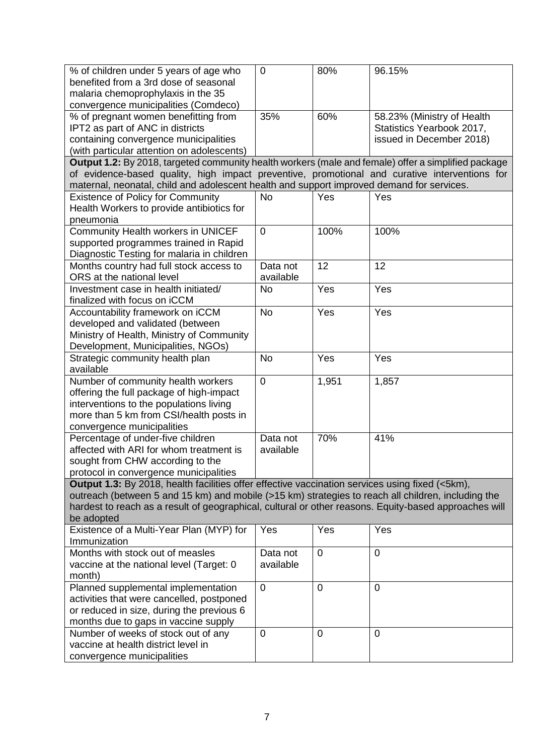| | | | |
|---|---|---|---|
| % of children under 5 years of age who benefited from a 3rd dose of seasonal malaria chemoprophylaxis in the 35 convergence municipalities (Comdeco) | 0 | 80% | 96.15% |
| % of pregnant women benefitting from IPT2 as part of ANC in districts containing convergence municipalities (with particular attention on adolescents) | 35% | 60% | 58.23% (Ministry of Health Statistics Yearbook 2017, issued in December 2018) |
| **Output 1.2:** By 2018, targeted community health workers (male and female) offer a simplified package of evidence-based quality, high impact preventive, promotional and curative interventions for maternal, neonatal, child and adolescent health and support improved demand for services. | | | |
| Existence of Policy for Community Health Workers to provide antibiotics for pneumonia | No | Yes | Yes |
| Community Health workers in UNICEF supported programmes trained in Rapid Diagnostic Testing for malaria in children | 0 | 100% | 100% |
| Months country had full stock access to ORS at the national level | Data not available | 12 | 12 |
| Investment case in health initiated/ finalized with focus on iCCM | No | Yes | Yes |
| Accountability framework on iCCM developed and validated (between Ministry of Health, Ministry of Community Development, Municipalities, NGOs) | No | Yes | Yes |
| Strategic community health plan available | No | Yes | Yes |
| Number of community health workers offering the full package of high-impact interventions to the populations living more than 5 km from CSI/health posts in convergence municipalities | 0 | 1,951 | 1,857 |
| Percentage of under-five children affected with ARI for whom treatment is sought from CHW according to the protocol in convergence municipalities | Data not available | 70% | 41% |
| **Output 1.3:** By 2018, health facilities offer effective vaccination services using fixed (<5km), outreach (between 5 and 15 km) and mobile (>15 km) strategies to reach all children, including the hardest to reach as a result of geographical, cultural or other reasons. Equity-based approaches will be adopted | | | |
| Existence of a Multi-Year Plan (MYP) for Immunization | Yes | Yes | Yes |
| Months with stock out of measles vaccine at the national level (Target: 0 month) | Data not available | 0 | 0 |
| Planned supplemental implementation activities that were cancelled, postponed or reduced in size, during the previous 6 months due to gaps in vaccine supply | 0 | 0 | 0 |
| Number of weeks of stock out of any vaccine at health district level in convergence municipalities | 0 | 0 | 0 |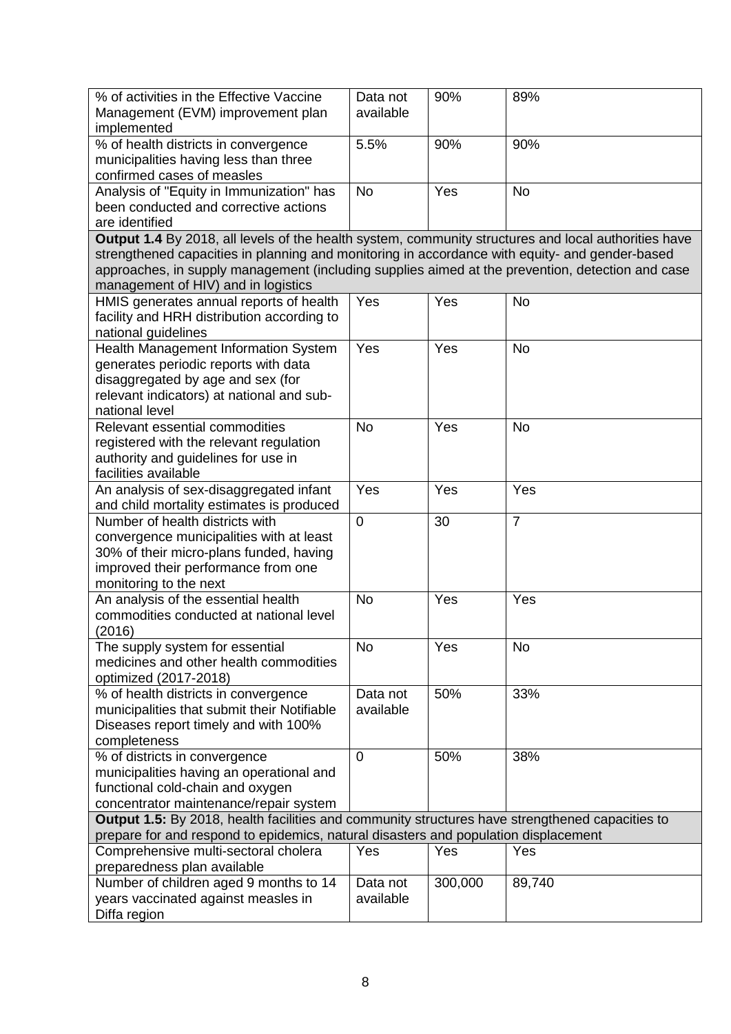| | | | |
|---|---|---|---|
| % of activities in the Effective Vaccine Management (EVM) improvement plan implemented | Data not available | 90% | 89% |
| % of health districts in convergence municipalities having less than three confirmed cases of measles | 5.5% | 90% | 90% |
| Analysis of "Equity in Immunization" has been conducted and corrective actions are identified | No | Yes | No |
| **Output 1.4** By 2018, all levels of the health system, community structures and local authorities have strengthened capacities in planning and monitoring in accordance with equity- and gender-based approaches, in supply management (including supplies aimed at the prevention, detection and case management of HIV) and in logistics | | | |
| HMIS generates annual reports of health facility and HRH distribution according to national guidelines | Yes | Yes | No |
| Health Management Information System generates periodic reports with data disaggregated by age and sex (for relevant indicators) at national and sub-national level | Yes | Yes | No |
| Relevant essential commodities registered with the relevant regulation authority and guidelines for use in facilities available | No | Yes | No |
| An analysis of sex-disaggregated infant and child mortality estimates is produced | Yes | Yes | Yes |
| Number of health districts with convergence municipalities with at least 30% of their micro-plans funded, having improved their performance from one monitoring to the next | 0 | 30 | 7 |
| An analysis of the essential health commodities conducted at national level (2016) | No | Yes | Yes |
| The supply system for essential medicines and other health commodities optimized (2017-2018) | No | Yes | No |
| % of health districts in convergence municipalities that submit their Notifiable Diseases report timely and with 100% completeness | Data not available | 50% | 33% |
| % of districts in convergence municipalities having an operational and functional cold-chain and oxygen concentrator maintenance/repair system | 0 | 50% | 38% |
| **Output 1.5:** By 2018, health facilities and community structures have strengthened capacities to prepare for and respond to epidemics, natural disasters and population displacement | | | |
| Comprehensive multi-sectoral cholera preparedness plan available | Yes | Yes | Yes |
| Number of children aged 9 months to 14 years vaccinated against measles in Diffa region | Data not available | 300,000 | 89,740 |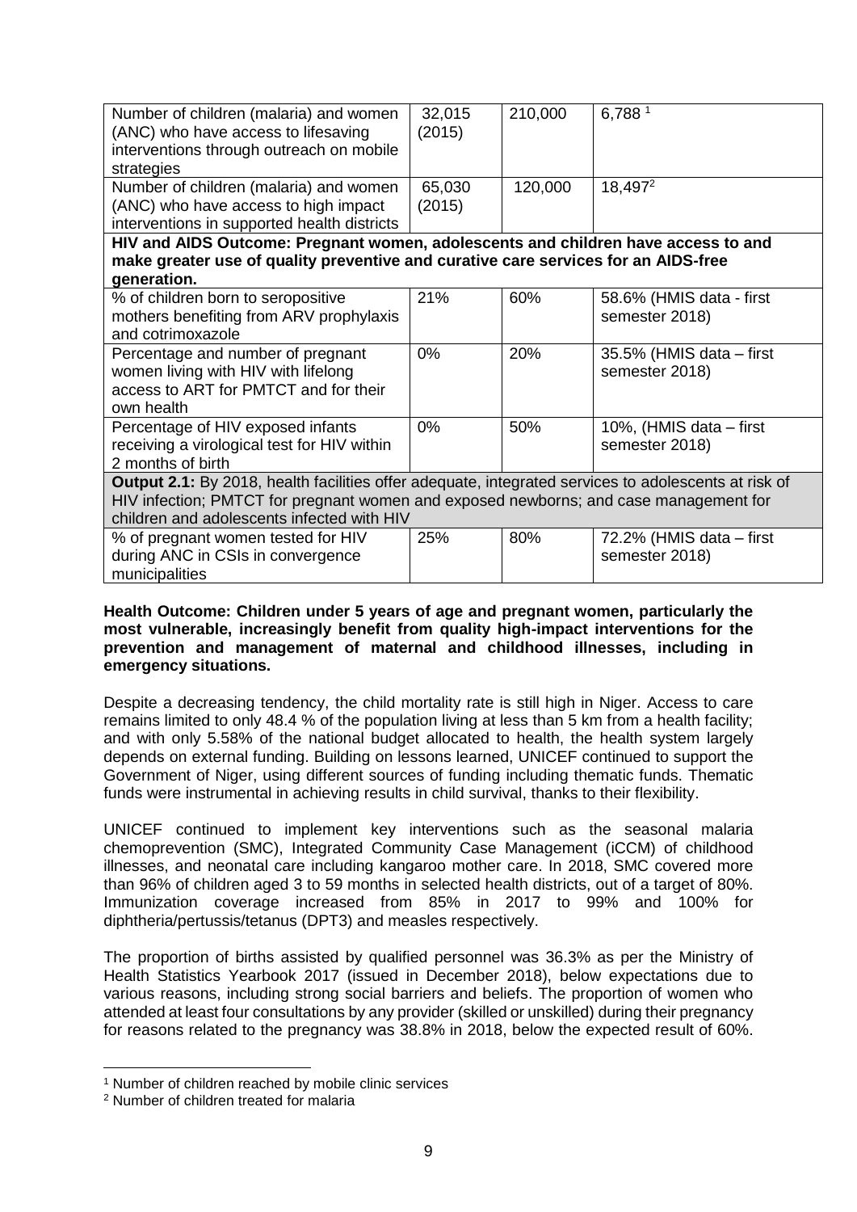| | | | |
|---|---|---|---|
| Number of children (malaria) and women (ANC) who have access to lifesaving interventions through outreach on mobile strategies | 32,015 (2015) | 210,000 | 6,788 [1] |
| Number of children (malaria) and women (ANC) who have access to high impact interventions in supported health districts | 65,030 (2015) | 120,000 | 18,497[2] |
| **HIV and AIDS Outcome: Pregnant women, adolescents and children have access to and make greater use of quality preventive and curative care services for an AIDS-free generation.** | | | |
| % of children born to seropositive mothers benefiting from ARV prophylaxis and cotrimoxazole | 21% | 60% | 58.6% (HMIS data - first semester 2018) |
| Percentage and number of pregnant women living with HIV with lifelong access to ART for PMTCT and for their own health | 0% | 20% | 35.5% (HMIS data – first semester 2018) |
| Percentage of HIV exposed infants receiving a virological test for HIV within 2 months of birth | 0% | 50% | 10%, (HMIS data – first semester 2018) |
| **Output 2.1:** By 2018, health facilities offer adequate, integrated services to adolescents at risk of HIV infection; PMTCT for pregnant women and exposed newborns; and case management for children and adolescents infected with HIV | | | |
| % of pregnant women tested for HIV during ANC in CSIs in convergence municipalities | 25% | 80% | 72.2% (HMIS data – first semester 2018) |

**Health Outcome: Children under 5 years of age and pregnant women, particularly the most vulnerable, increasingly benefit from quality high-impact interventions for the prevention and management of maternal and childhood illnesses, including in emergency situations.**

Despite a decreasing tendency, the child mortality rate is still high in Niger. Access to care remains limited to only 48.4 % of the population living at less than 5 km from a health facility; and with only 5.58% of the national budget allocated to health, the health system largely depends on external funding. Building on lessons learned, UNICEF continued to support the Government of Niger, using different sources of funding including thematic funds. Thematic funds were instrumental in achieving results in child survival, thanks to their flexibility.

UNICEF continued to implement key interventions such as the seasonal malaria chemoprevention (SMC), Integrated Community Case Management (iCCM) of childhood illnesses, and neonatal care including kangaroo mother care. In 2018, SMC covered more than 96% of children aged 3 to 59 months in selected health districts, out of a target of 80%. Immunization coverage increased from 85% in 2017 to 99% and 100% for diphtheria/pertussis/tetanus (DPT3) and measles respectively.

The proportion of births assisted by qualified personnel was 36.3% as per the Ministry of Health Statistics Yearbook 2017 (issued in December 2018), below expectations due to various reasons, including strong social barriers and beliefs. The proportion of women who attended at least four consultations by any provider (skilled or unskilled) during their pregnancy for reasons related to the pregnancy was 38.8% in 2018, below the expected result of 60%.

[1] Number of children reached by mobile clinic services

[2] Number of children treated for malaria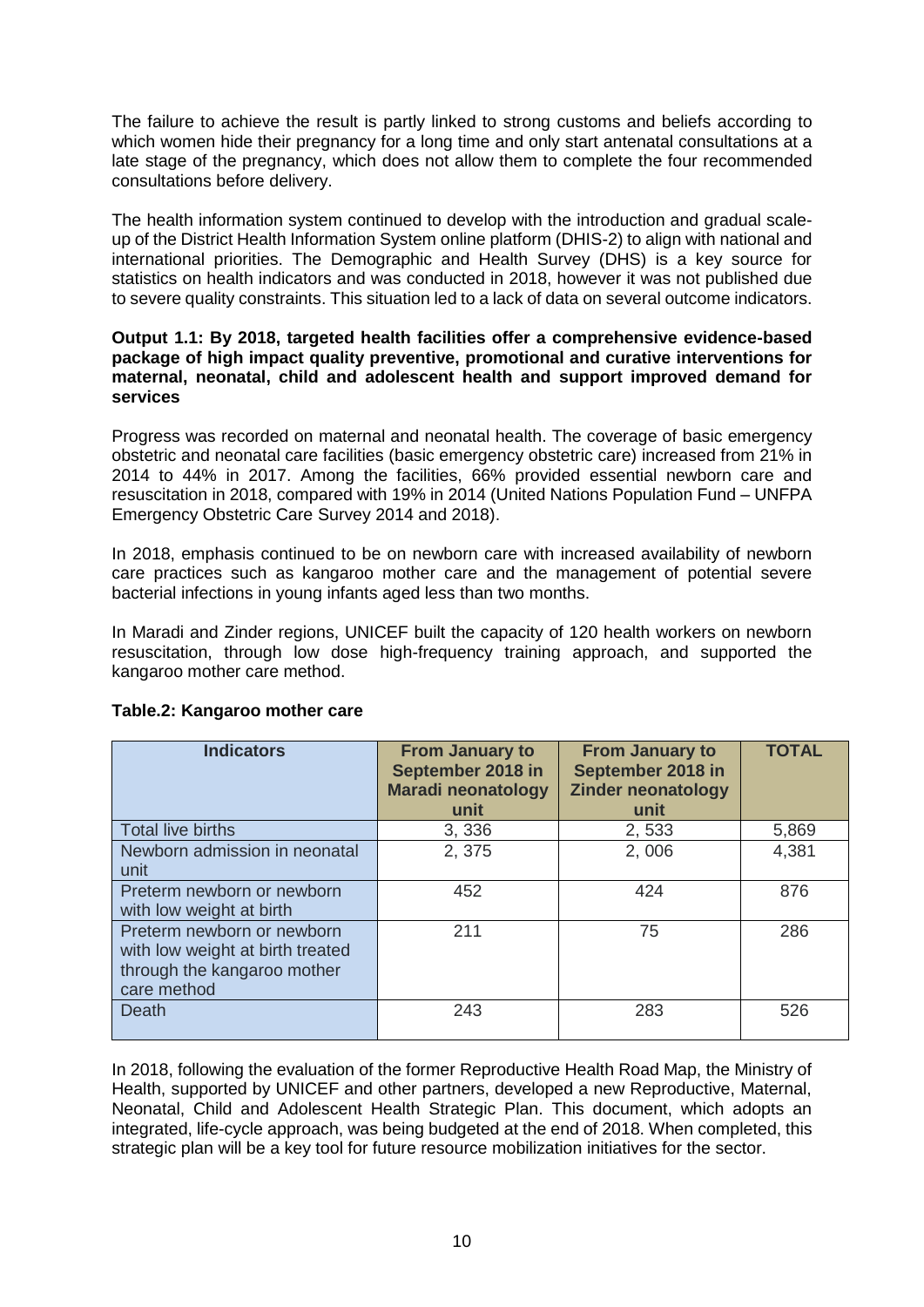The failure to achieve the result is partly linked to strong customs and beliefs according to which women hide their pregnancy for a long time and only start antenatal consultations at a late stage of the pregnancy, which does not allow them to complete the four recommended consultations before delivery.

The health information system continued to develop with the introduction and gradual scale-up of the District Health Information System online platform (DHIS-2) to align with national and international priorities. The Demographic and Health Survey (DHS) is a key source for statistics on health indicators and was conducted in 2018, however it was not published due to severe quality constraints. This situation led to a lack of data on several outcome indicators.

**Output 1.1: By 2018, targeted health facilities offer a comprehensive evidence-based package of high impact quality preventive, promotional and curative interventions for maternal, neonatal, child and adolescent health and support improved demand for services**

Progress was recorded on maternal and neonatal health. The coverage of basic emergency obstetric and neonatal care facilities (basic emergency obstetric care) increased from 21% in 2014 to 44% in 2017. Among the facilities, 66% provided essential newborn care and resuscitation in 2018, compared with 19% in 2014 (United Nations Population Fund – UNFPA Emergency Obstetric Care Survey 2014 and 2018).

In 2018, emphasis continued to be on newborn care with increased availability of newborn care practices such as kangaroo mother care and the management of potential severe bacterial infections in young infants aged less than two months.

In Maradi and Zinder regions, UNICEF built the capacity of 120 health workers on newborn resuscitation, through low dose high-frequency training approach, and supported the kangaroo mother care method.

**Table.2: Kangaroo mother care**

| Indicators | From January to September 2018 in Maradi neonatology unit | From January to September 2018 in Zinder neonatology unit | TOTAL |
|---|---|---|---|
| Total live births | 3, 336 | 2, 533 | 5,869 |
| Newborn admission in neonatal unit | 2, 375 | 2, 006 | 4,381 |
| Preterm newborn or newborn with low weight at birth | 452 | 424 | 876 |
| Preterm newborn or newborn with low weight at birth treated through the kangaroo mother care method | 211 | 75 | 286 |
| Death | 243 | 283 | 526 |

In 2018, following the evaluation of the former Reproductive Health Road Map, the Ministry of Health, supported by UNICEF and other partners, developed a new Reproductive, Maternal, Neonatal, Child and Adolescent Health Strategic Plan. This document, which adopts an integrated, life-cycle approach, was being budgeted at the end of 2018. When completed, this strategic plan will be a key tool for future resource mobilization initiatives for the sector.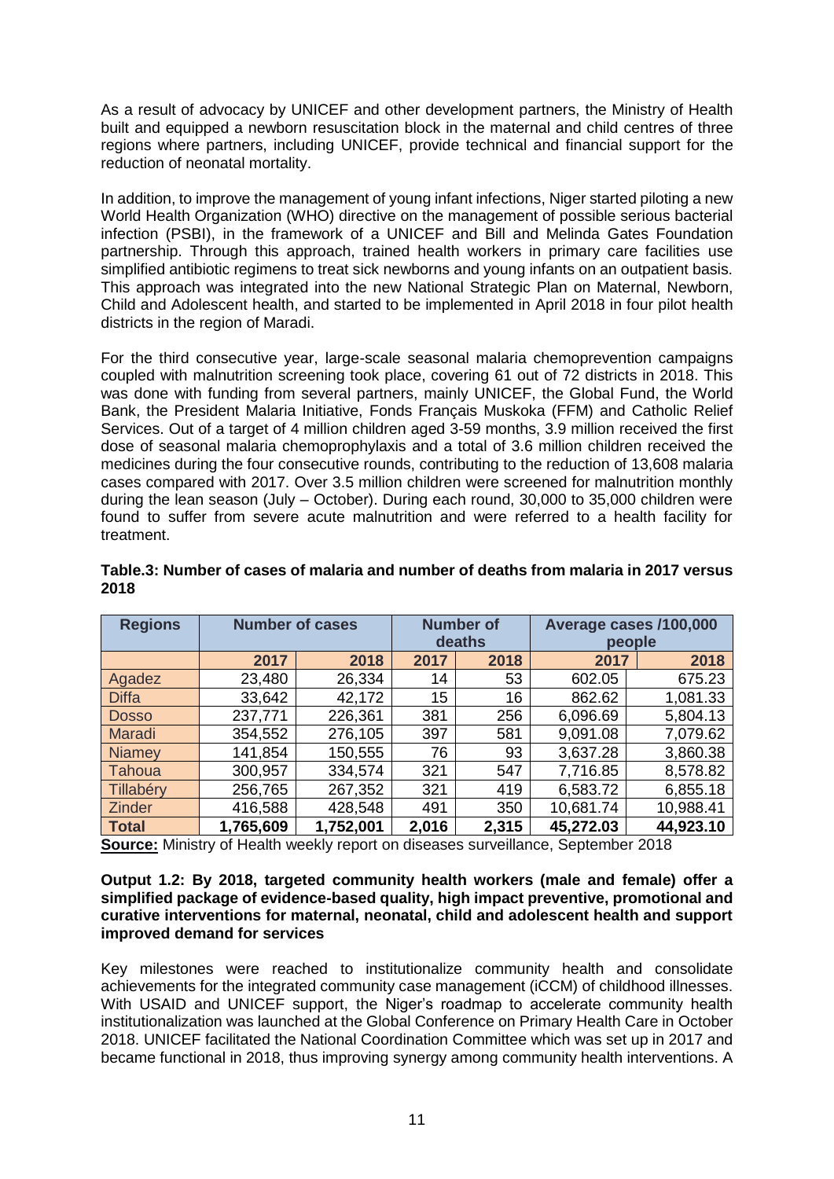As a result of advocacy by UNICEF and other development partners, the Ministry of Health built and equipped a newborn resuscitation block in the maternal and child centres of three regions where partners, including UNICEF, provide technical and financial support for the reduction of neonatal mortality.

In addition, to improve the management of young infant infections, Niger started piloting a new World Health Organization (WHO) directive on the management of possible serious bacterial infection (PSBI), in the framework of a UNICEF and Bill and Melinda Gates Foundation partnership. Through this approach, trained health workers in primary care facilities use simplified antibiotic regimens to treat sick newborns and young infants on an outpatient basis. This approach was integrated into the new National Strategic Plan on Maternal, Newborn, Child and Adolescent health, and started to be implemented in April 2018 in four pilot health districts in the region of Maradi.

For the third consecutive year, large-scale seasonal malaria chemoprevention campaigns coupled with malnutrition screening took place, covering 61 out of 72 districts in 2018. This was done with funding from several partners, mainly UNICEF, the Global Fund, the World Bank, the President Malaria Initiative, Fonds Français Muskoka (FFM) and Catholic Relief Services. Out of a target of 4 million children aged 3-59 months, 3.9 million received the first dose of seasonal malaria chemoprophylaxis and a total of 3.6 million children received the medicines during the four consecutive rounds, contributing to the reduction of 13,608 malaria cases compared with 2017. Over 3.5 million children were screened for malnutrition monthly during the lean season (July – October). During each round, 30,000 to 35,000 children were found to suffer from severe acute malnutrition and were referred to a health facility for treatment.

**Table.3: Number of cases of malaria and number of deaths from malaria in 2017 versus 2018**

| Regions | Number of cases | | Number of deaths | | Average cases /100,000 people | |
|---|---|---|---|---|---|---|
| | **2017** | **2018** | **2017** | **2018** | **2017** | **2018** |
| Agadez | 23,480 | 26,334 | 14 | 53 | 602.05 | 675.23 |
| Diffa | 33,642 | 42,172 | 15 | 16 | 862.62 | 1,081.33 |
| Dosso | 237,771 | 226,361 | 381 | 256 | 6,096.69 | 5,804.13 |
| Maradi | 354,552 | 276,105 | 397 | 581 | 9,091.08 | 7,079.62 |
| Niamey | 141,854 | 150,555 | 76 | 93 | 3,637.28 | 3,860.38 |
| Tahoua | 300,957 | 334,574 | 321 | 547 | 7,716.85 | 8,578.82 |
| Tillabéry | 256,765 | 267,352 | 321 | 419 | 6,583.72 | 6,855.18 |
| Zinder | 416,588 | 428,548 | 491 | 350 | 10,681.74 | 10,988.41 |
| **Total** | **1,765,609** | **1,752,001** | **2,016** | **2,315** | **45,272.03** | **44,923.10** |

**Source:** Ministry of Health weekly report on diseases surveillance, September 2018

**Output 1.2: By 2018, targeted community health workers (male and female) offer a simplified package of evidence-based quality, high impact preventive, promotional and curative interventions for maternal, neonatal, child and adolescent health and support improved demand for services**

Key milestones were reached to institutionalize community health and consolidate achievements for the integrated community case management (iCCM) of childhood illnesses. With USAID and UNICEF support, the Niger's roadmap to accelerate community health institutionalization was launched at the Global Conference on Primary Health Care in October 2018. UNICEF facilitated the National Coordination Committee which was set up in 2017 and became functional in 2018, thus improving synergy among community health interventions. A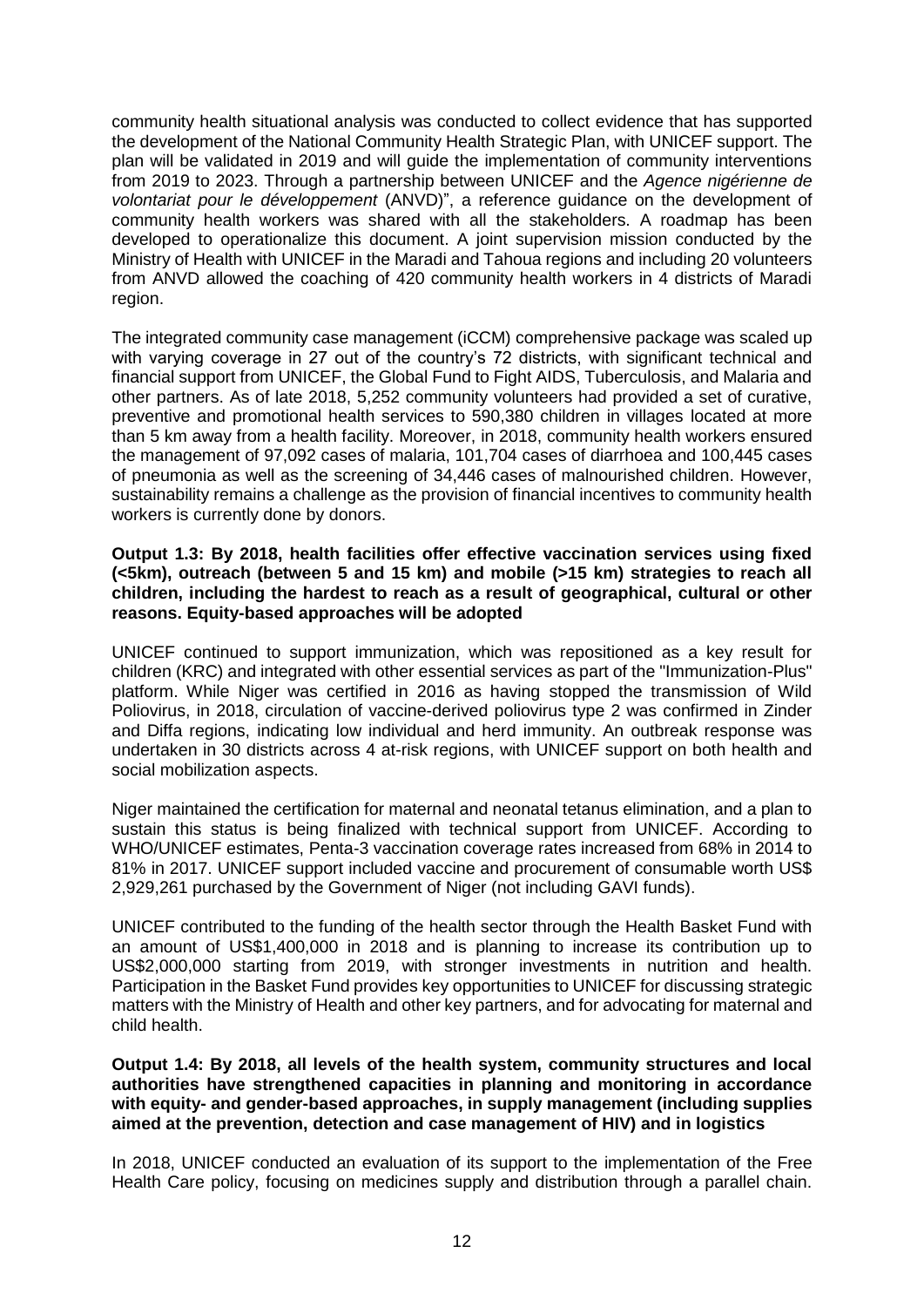community health situational analysis was conducted to collect evidence that has supported the development of the National Community Health Strategic Plan, with UNICEF support. The plan will be validated in 2019 and will guide the implementation of community interventions from 2019 to 2023. Through a partnership between UNICEF and the *Agence nigérienne de volontariat pour le développement* (ANVD)", a reference guidance on the development of community health workers was shared with all the stakeholders. A roadmap has been developed to operationalize this document. A joint supervision mission conducted by the Ministry of Health with UNICEF in the Maradi and Tahoua regions and including 20 volunteers from ANVD allowed the coaching of 420 community health workers in 4 districts of Maradi region.

The integrated community case management (iCCM) comprehensive package was scaled up with varying coverage in 27 out of the country's 72 districts, with significant technical and financial support from UNICEF, the Global Fund to Fight AIDS, Tuberculosis, and Malaria and other partners. As of late 2018, 5,252 community volunteers had provided a set of curative, preventive and promotional health services to 590,380 children in villages located at more than 5 km away from a health facility. Moreover, in 2018, community health workers ensured the management of 97,092 cases of malaria, 101,704 cases of diarrhoea and 100,445 cases of pneumonia as well as the screening of 34,446 cases of malnourished children. However, sustainability remains a challenge as the provision of financial incentives to community health workers is currently done by donors.

**Output 1.3: By 2018, health facilities offer effective vaccination services using fixed (<5km), outreach (between 5 and 15 km) and mobile (>15 km) strategies to reach all children, including the hardest to reach as a result of geographical, cultural or other reasons. Equity-based approaches will be adopted**

UNICEF continued to support immunization, which was repositioned as a key result for children (KRC) and integrated with other essential services as part of the "Immunization-Plus" platform. While Niger was certified in 2016 as having stopped the transmission of Wild Poliovirus, in 2018, circulation of vaccine-derived poliovirus type 2 was confirmed in Zinder and Diffa regions, indicating low individual and herd immunity. An outbreak response was undertaken in 30 districts across 4 at-risk regions, with UNICEF support on both health and social mobilization aspects.

Niger maintained the certification for maternal and neonatal tetanus elimination, and a plan to sustain this status is being finalized with technical support from UNICEF. According to WHO/UNICEF estimates, Penta-3 vaccination coverage rates increased from 68% in 2014 to 81% in 2017. UNICEF support included vaccine and procurement of consumable worth US$ 2,929,261 purchased by the Government of Niger (not including GAVI funds).

UNICEF contributed to the funding of the health sector through the Health Basket Fund with an amount of US$1,400,000 in 2018 and is planning to increase its contribution up to US$2,000,000 starting from 2019, with stronger investments in nutrition and health. Participation in the Basket Fund provides key opportunities to UNICEF for discussing strategic matters with the Ministry of Health and other key partners, and for advocating for maternal and child health.

**Output 1.4: By 2018, all levels of the health system, community structures and local authorities have strengthened capacities in planning and monitoring in accordance with equity- and gender-based approaches, in supply management (including supplies aimed at the prevention, detection and case management of HIV) and in logistics**

In 2018, UNICEF conducted an evaluation of its support to the implementation of the Free Health Care policy, focusing on medicines supply and distribution through a parallel chain.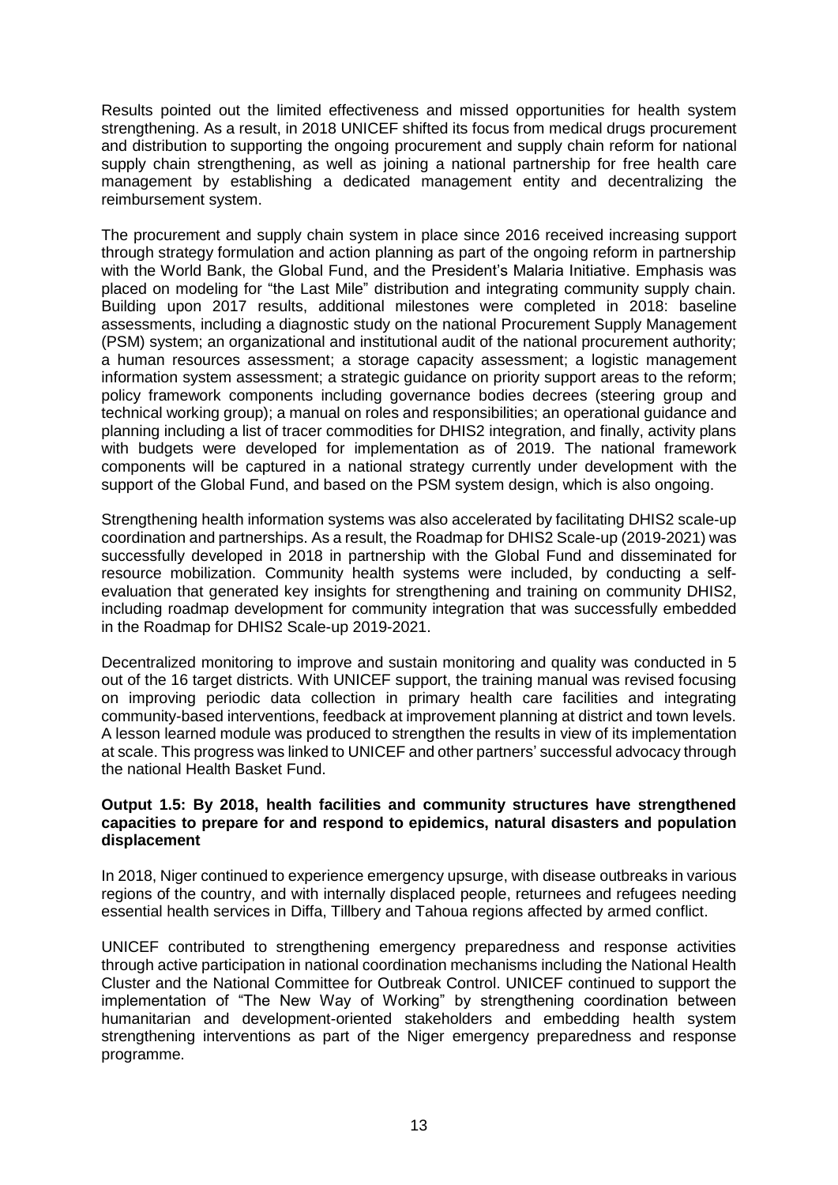Results pointed out the limited effectiveness and missed opportunities for health system strengthening. As a result, in 2018 UNICEF shifted its focus from medical drugs procurement and distribution to supporting the ongoing procurement and supply chain reform for national supply chain strengthening, as well as joining a national partnership for free health care management by establishing a dedicated management entity and decentralizing the reimbursement system.

The procurement and supply chain system in place since 2016 received increasing support through strategy formulation and action planning as part of the ongoing reform in partnership with the World Bank, the Global Fund, and the President's Malaria Initiative. Emphasis was placed on modeling for "the Last Mile" distribution and integrating community supply chain. Building upon 2017 results, additional milestones were completed in 2018: baseline assessments, including a diagnostic study on the national Procurement Supply Management (PSM) system; an organizational and institutional audit of the national procurement authority; a human resources assessment; a storage capacity assessment; a logistic management information system assessment; a strategic guidance on priority support areas to the reform; policy framework components including governance bodies decrees (steering group and technical working group); a manual on roles and responsibilities; an operational guidance and planning including a list of tracer commodities for DHIS2 integration, and finally, activity plans with budgets were developed for implementation as of 2019. The national framework components will be captured in a national strategy currently under development with the support of the Global Fund, and based on the PSM system design, which is also ongoing.

Strengthening health information systems was also accelerated by facilitating DHIS2 scale-up coordination and partnerships. As a result, the Roadmap for DHIS2 Scale-up (2019-2021) was successfully developed in 2018 in partnership with the Global Fund and disseminated for resource mobilization. Community health systems were included, by conducting a self-evaluation that generated key insights for strengthening and training on community DHIS2, including roadmap development for community integration that was successfully embedded in the Roadmap for DHIS2 Scale-up 2019-2021.

Decentralized monitoring to improve and sustain monitoring and quality was conducted in 5 out of the 16 target districts. With UNICEF support, the training manual was revised focusing on improving periodic data collection in primary health care facilities and integrating community-based interventions, feedback at improvement planning at district and town levels. A lesson learned module was produced to strengthen the results in view of its implementation at scale. This progress was linked to UNICEF and other partners' successful advocacy through the national Health Basket Fund.

**Output 1.5: By 2018, health facilities and community structures have strengthened capacities to prepare for and respond to epidemics, natural disasters and population displacement**

In 2018, Niger continued to experience emergency upsurge, with disease outbreaks in various regions of the country, and with internally displaced people, returnees and refugees needing essential health services in Diffa, Tillbery and Tahoua regions affected by armed conflict.

UNICEF contributed to strengthening emergency preparedness and response activities through active participation in national coordination mechanisms including the National Health Cluster and the National Committee for Outbreak Control. UNICEF continued to support the implementation of "The New Way of Working" by strengthening coordination between humanitarian and development-oriented stakeholders and embedding health system strengthening interventions as part of the Niger emergency preparedness and response programme.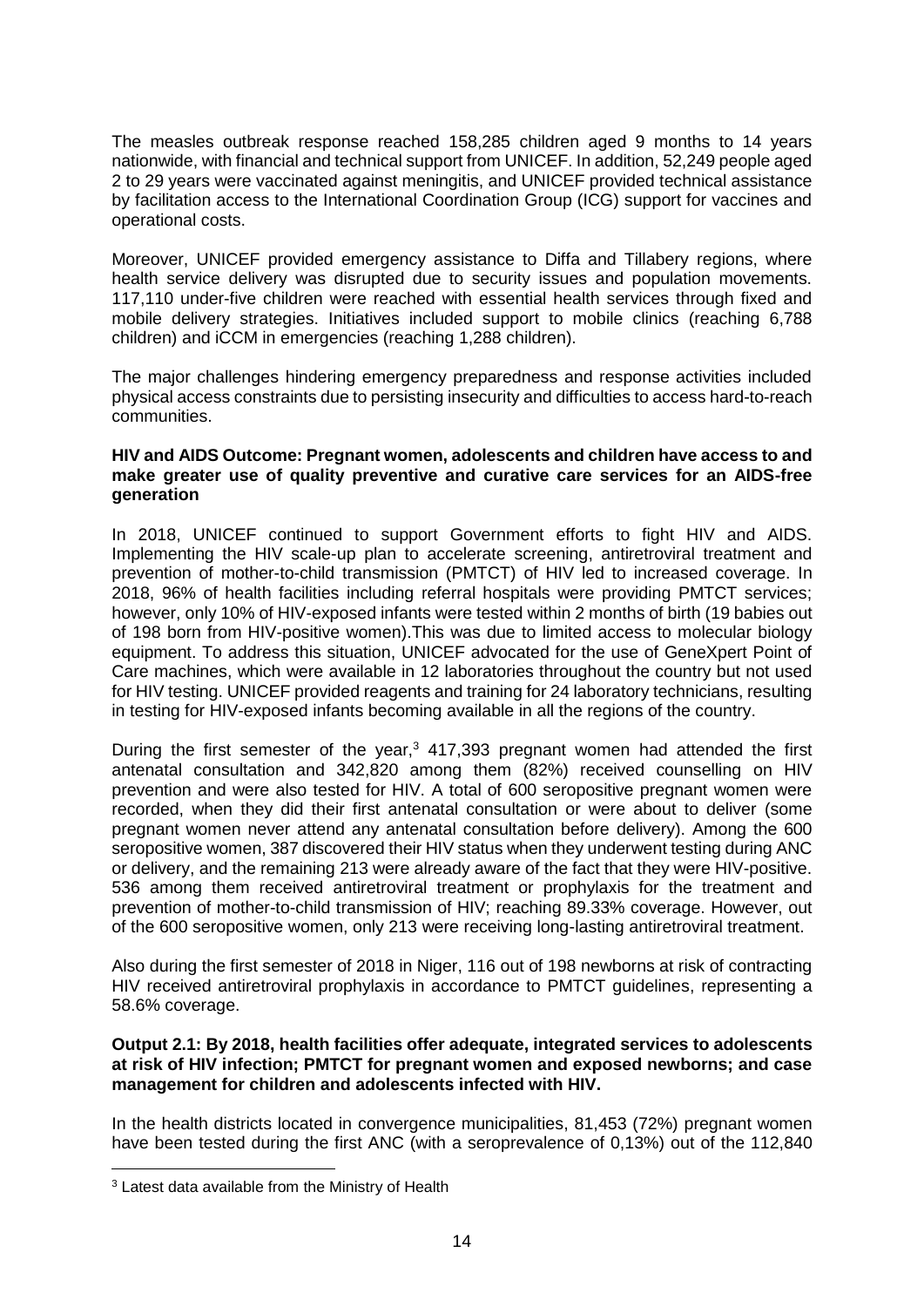The measles outbreak response reached 158,285 children aged 9 months to 14 years nationwide, with financial and technical support from UNICEF. In addition, 52,249 people aged 2 to 29 years were vaccinated against meningitis, and UNICEF provided technical assistance by facilitation access to the International Coordination Group (ICG) support for vaccines and operational costs.

Moreover, UNICEF provided emergency assistance to Diffa and Tillabery regions, where health service delivery was disrupted due to security issues and population movements. 117,110 under-five children were reached with essential health services through fixed and mobile delivery strategies. Initiatives included support to mobile clinics (reaching 6,788 children) and iCCM in emergencies (reaching 1,288 children).

The major challenges hindering emergency preparedness and response activities included physical access constraints due to persisting insecurity and difficulties to access hard-to-reach communities.

**HIV and AIDS Outcome: Pregnant women, adolescents and children have access to and make greater use of quality preventive and curative care services for an AIDS-free generation**

In 2018, UNICEF continued to support Government efforts to fight HIV and AIDS. Implementing the HIV scale-up plan to accelerate screening, antiretroviral treatment and prevention of mother-to-child transmission (PMTCT) of HIV led to increased coverage. In 2018, 96% of health facilities including referral hospitals were providing PMTCT services; however, only 10% of HIV-exposed infants were tested within 2 months of birth (19 babies out of 198 born from HIV-positive women).This was due to limited access to molecular biology equipment. To address this situation, UNICEF advocated for the use of GeneXpert Point of Care machines, which were available in 12 laboratories throughout the country but not used for HIV testing. UNICEF provided reagents and training for 24 laboratory technicians, resulting in testing for HIV-exposed infants becoming available in all the regions of the country.

During the first semester of the year,[3] 417,393 pregnant women had attended the first antenatal consultation and 342,820 among them (82%) received counselling on HIV prevention and were also tested for HIV. A total of 600 seropositive pregnant women were recorded, when they did their first antenatal consultation or were about to deliver (some pregnant women never attend any antenatal consultation before delivery). Among the 600 seropositive women, 387 discovered their HIV status when they underwent testing during ANC or delivery, and the remaining 213 were already aware of the fact that they were HIV-positive. 536 among them received antiretroviral treatment or prophylaxis for the treatment and prevention of mother-to-child transmission of HIV; reaching 89.33% coverage. However, out of the 600 seropositive women, only 213 were receiving long-lasting antiretroviral treatment.

Also during the first semester of 2018 in Niger, 116 out of 198 newborns at risk of contracting HIV received antiretroviral prophylaxis in accordance to PMTCT guidelines, representing a 58.6% coverage.

**Output 2.1: By 2018, health facilities offer adequate, integrated services to adolescents at risk of HIV infection; PMTCT for pregnant women and exposed newborns; and case management for children and adolescents infected with HIV.**

In the health districts located in convergence municipalities, 81,453 (72%) pregnant women have been tested during the first ANC (with a seroprevalence of 0,13%) out of the 112,840

[3] Latest data available from the Ministry of Health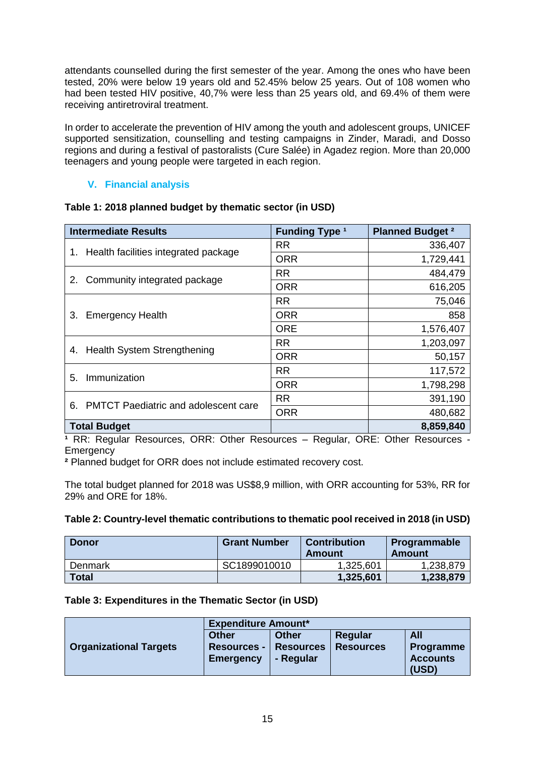attendants counselled during the first semester of the year. Among the ones who have been tested, 20% were below 19 years old and 52.45% below 25 years. Out of 108 women who had been tested HIV positive, 40,7% were less than 25 years old, and 69.4% of them were receiving antiretroviral treatment.

In order to accelerate the prevention of HIV among the youth and adolescent groups, UNICEF supported sensitization, counselling and testing campaigns in Zinder, Maradi, and Dosso regions and during a festival of pastoralists (Cure Salée) in Agadez region. More than 20,000 teenagers and young people were targeted in each region.

## V. Financial analysis

**Table 1: 2018 planned budget by thematic sector (in USD)**

| Intermediate Results | Funding Type [1] | Planned Budget [2] |
|---|---|---|
| 1. Health facilities integrated package | RR | 336,407 |
| | ORR | 1,729,441 |
| 2. Community integrated package | RR | 484,479 |
| | ORR | 616,205 |
| 3. Emergency Health | RR | 75,046 |
| | ORR | 858 |
| | ORE | 1,576,407 |
| 4. Health System Strengthening | RR | 1,203,097 |
| | ORR | 50,157 |
| 5. Immunization | RR | 117,572 |
| | ORR | 1,798,298 |
| 6. PMTCT Paediatric and adolescent care | RR | 391,190 |
| | ORR | 480,682 |
| **Total Budget** | | **8,859,840** |

[1] RR: Regular Resources, ORR: Other Resources – Regular, ORE: Other Resources - Emergency

[2] Planned budget for ORR does not include estimated recovery cost.

The total budget planned for 2018 was US$8,9 million, with ORR accounting for 53%, RR for 29% and ORE for 18%.

**Table 2: Country-level thematic contributions to thematic pool received in 2018 (in USD)**

| Donor | Grant Number | Contribution Amount | Programmable Amount |
|---|---|---|---|
| Denmark | SC1899010010 | 1,325,601 | 1,238,879 |
| **Total** | | **1,325,601** | **1,238,879** |

**Table 3: Expenditures in the Thematic Sector (in USD)**

| Organizational Targets | Expenditure Amount* | | | |
|---|---|---|---|---|
| | Other Resources - Emergency | Other Resources - Regular | Regular Resources | All Programme Accounts (USD) |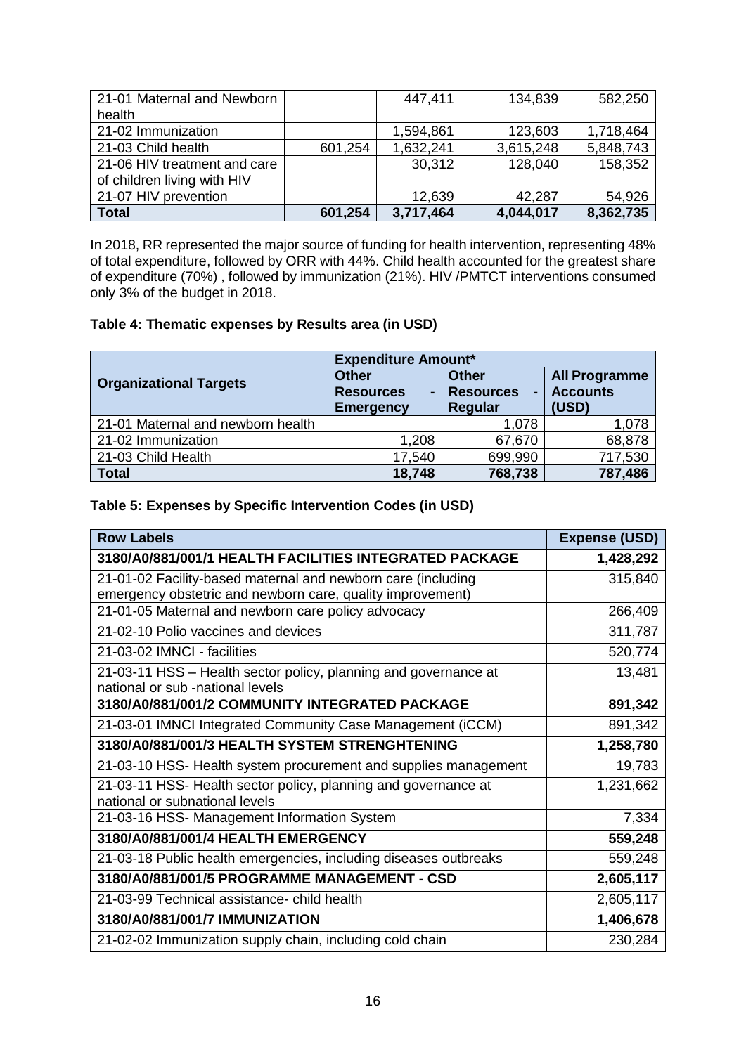| | | | | |
|---|---|---|---|---|
| 21-01 Maternal and Newborn health | | 447,411 | 134,839 | 582,250 |
| 21-02 Immunization | | 1,594,861 | 123,603 | 1,718,464 |
| 21-03 Child health | 601,254 | 1,632,241 | 3,615,248 | 5,848,743 |
| 21-06 HIV treatment and care of children living with HIV | | 30,312 | 128,040 | 158,352 |
| 21-07 HIV prevention | | 12,639 | 42,287 | 54,926 |
| **Total** | **601,254** | **3,717,464** | **4,044,017** | **8,362,735** |

In 2018, RR represented the major source of funding for health intervention, representing 48% of total expenditure, followed by ORR with 44%. Child health accounted for the greatest share of expenditure (70%) , followed by immunization (21%). HIV /PMTCT interventions consumed only 3% of the budget in 2018.

**Table 4: Thematic expenses by Results area (in USD)**

| Organizational Targets | Expenditure Amount* | | |
|---|---|---|---|
| | Other Resources - Emergency | Other Resources - Regular | All Programme Accounts (USD) |
| 21-01 Maternal and newborn health | | 1,078 | 1,078 |
| 21-02 Immunization | 1,208 | 67,670 | 68,878 |
| 21-03 Child Health | 17,540 | 699,990 | 717,530 |
| **Total** | **18,748** | **768,738** | **787,486** |

**Table 5: Expenses by Specific Intervention Codes (in USD)**

| Row Labels | Expense (USD) |
|---|---|
| **3180/A0/881/001/1 HEALTH FACILITIES INTEGRATED PACKAGE** | **1,428,292** |
| 21-01-02 Facility-based maternal and newborn care (including emergency obstetric and newborn care, quality improvement) | 315,840 |
| 21-01-05 Maternal and newborn care policy advocacy | 266,409 |
| 21-02-10 Polio vaccines and devices | 311,787 |
| 21-03-02 IMNCI - facilities | 520,774 |
| 21-03-11 HSS – Health sector policy, planning and governance at national or sub -national levels | 13,481 |
| **3180/A0/881/001/2 COMMUNITY INTEGRATED PACKAGE** | **891,342** |
| 21-03-01 IMNCI Integrated Community Case Management (iCCM) | 891,342 |
| **3180/A0/881/001/3 HEALTH SYSTEM STRENGHTENING** | **1,258,780** |
| 21-03-10 HSS- Health system procurement and supplies management | 19,783 |
| 21-03-11 HSS- Health sector policy, planning and governance at national or subnational levels | 1,231,662 |
| 21-03-16 HSS- Management Information System | 7,334 |
| **3180/A0/881/001/4 HEALTH EMERGENCY** | **559,248** |
| 21-03-18 Public health emergencies, including diseases outbreaks | 559,248 |
| **3180/A0/881/001/5 PROGRAMME MANAGEMENT - CSD** | **2,605,117** |
| 21-03-99 Technical assistance- child health | 2,605,117 |
| **3180/A0/881/001/7 IMMUNIZATION** | **1,406,678** |
| 21-02-02 Immunization supply chain, including cold chain | 230,284 |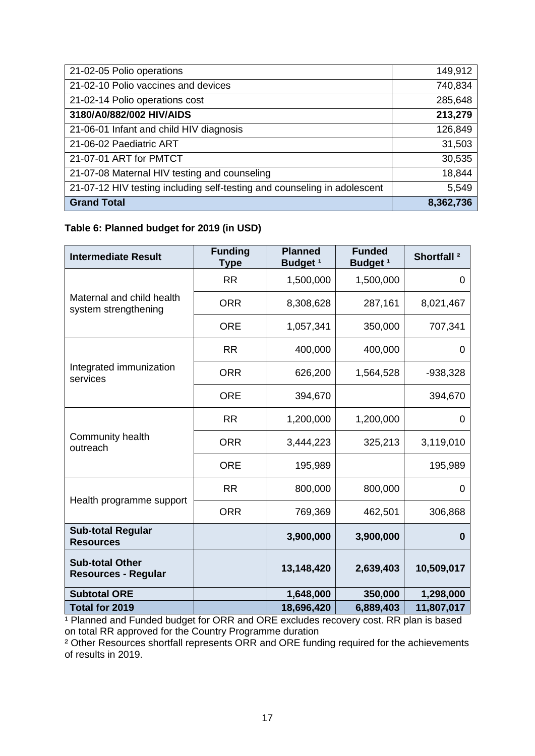| | |
|---|---:|
| 21-02-05 Polio operations | 149,912 |
| 21-02-10 Polio vaccines and devices | 740,834 |
| 21-02-14 Polio operations cost | 285,648 |
| **3180/A0/882/002 HIV/AIDS** | **213,279** |
| 21-06-01 Infant and child HIV diagnosis | 126,849 |
| 21-06-02 Paediatric ART | 31,503 |
| 21-07-01 ART for PMTCT | 30,535 |
| 21-07-08 Maternal HIV testing and counseling | 18,844 |
| 21-07-12 HIV testing including self-testing and counseling in adolescent | 5,549 |
| **Grand Total** | **8,362,736** |

**Table 6: Planned budget for 2019 (in USD)**

| Intermediate Result | Funding Type | Planned Budget [1] | Funded Budget [1] | Shortfall [2] |
|---|---|---:|---:|---:|
| Maternal and child health system strengthening | RR | 1,500,000 | 1,500,000 | 0 |
| | ORR | 8,308,628 | 287,161 | 8,021,467 |
| | ORE | 1,057,341 | 350,000 | 707,341 |
| Integrated immunization services | RR | 400,000 | 400,000 | 0 |
| | ORR | 626,200 | 1,564,528 | -938,328 |
| | ORE | 394,670 | | 394,670 |
| Community health outreach | RR | 1,200,000 | 1,200,000 | 0 |
| | ORR | 3,444,223 | 325,213 | 3,119,010 |
| | ORE | 195,989 | | 195,989 |
| Health programme support | RR | 800,000 | 800,000 | 0 |
| | ORR | 769,369 | 462,501 | 306,868 |
| **Sub-total Regular Resources** | | **3,900,000** | **3,900,000** | **0** |
| **Sub-total Other Resources - Regular** | | **13,148,420** | **2,639,403** | **10,509,017** |
| **Subtotal ORE** | | **1,648,000** | **350,000** | **1,298,000** |
| **Total for 2019** | | **18,696,420** | **6,889,403** | **11,807,017** |

[1] Planned and Funded budget for ORR and ORE excludes recovery cost. RR plan is based on total RR approved for the Country Programme duration

[2] Other Resources shortfall represents ORR and ORE funding required for the achievements of results in 2019.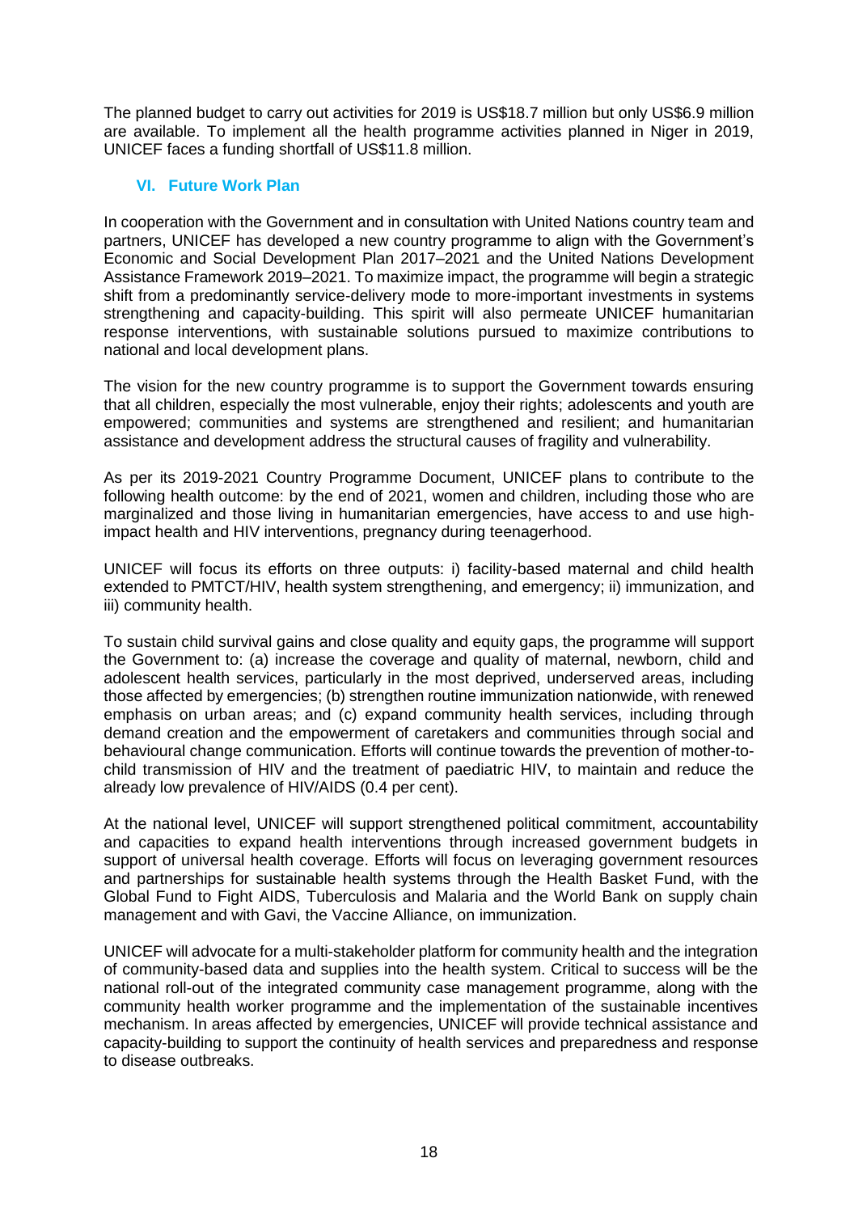The planned budget to carry out activities for 2019 is US$18.7 million but only US$6.9 million are available. To implement all the health programme activities planned in Niger in 2019, UNICEF faces a funding shortfall of US$11.8 million.

## VI. Future Work Plan

In cooperation with the Government and in consultation with United Nations country team and partners, UNICEF has developed a new country programme to align with the Government's Economic and Social Development Plan 2017–2021 and the United Nations Development Assistance Framework 2019–2021. To maximize impact, the programme will begin a strategic shift from a predominantly service-delivery mode to more-important investments in systems strengthening and capacity-building. This spirit will also permeate UNICEF humanitarian response interventions, with sustainable solutions pursued to maximize contributions to national and local development plans.

The vision for the new country programme is to support the Government towards ensuring that all children, especially the most vulnerable, enjoy their rights; adolescents and youth are empowered; communities and systems are strengthened and resilient; and humanitarian assistance and development address the structural causes of fragility and vulnerability.

As per its 2019-2021 Country Programme Document, UNICEF plans to contribute to the following health outcome: by the end of 2021, women and children, including those who are marginalized and those living in humanitarian emergencies, have access to and use high-impact health and HIV interventions, pregnancy during teenagerhood.

UNICEF will focus its efforts on three outputs: i) facility-based maternal and child health extended to PMTCT/HIV, health system strengthening, and emergency; ii) immunization, and iii) community health.

To sustain child survival gains and close quality and equity gaps, the programme will support the Government to: (a) increase the coverage and quality of maternal, newborn, child and adolescent health services, particularly in the most deprived, underserved areas, including those affected by emergencies; (b) strengthen routine immunization nationwide, with renewed emphasis on urban areas; and (c) expand community health services, including through demand creation and the empowerment of caretakers and communities through social and behavioural change communication. Efforts will continue towards the prevention of mother-to-child transmission of HIV and the treatment of paediatric HIV, to maintain and reduce the already low prevalence of HIV/AIDS (0.4 per cent).

At the national level, UNICEF will support strengthened political commitment, accountability and capacities to expand health interventions through increased government budgets in support of universal health coverage. Efforts will focus on leveraging government resources and partnerships for sustainable health systems through the Health Basket Fund, with the Global Fund to Fight AIDS, Tuberculosis and Malaria and the World Bank on supply chain management and with Gavi, the Vaccine Alliance, on immunization.

UNICEF will advocate for a multi-stakeholder platform for community health and the integration of community-based data and supplies into the health system. Critical to success will be the national roll-out of the integrated community case management programme, along with the community health worker programme and the implementation of the sustainable incentives mechanism. In areas affected by emergencies, UNICEF will provide technical assistance and capacity-building to support the continuity of health services and preparedness and response to disease outbreaks.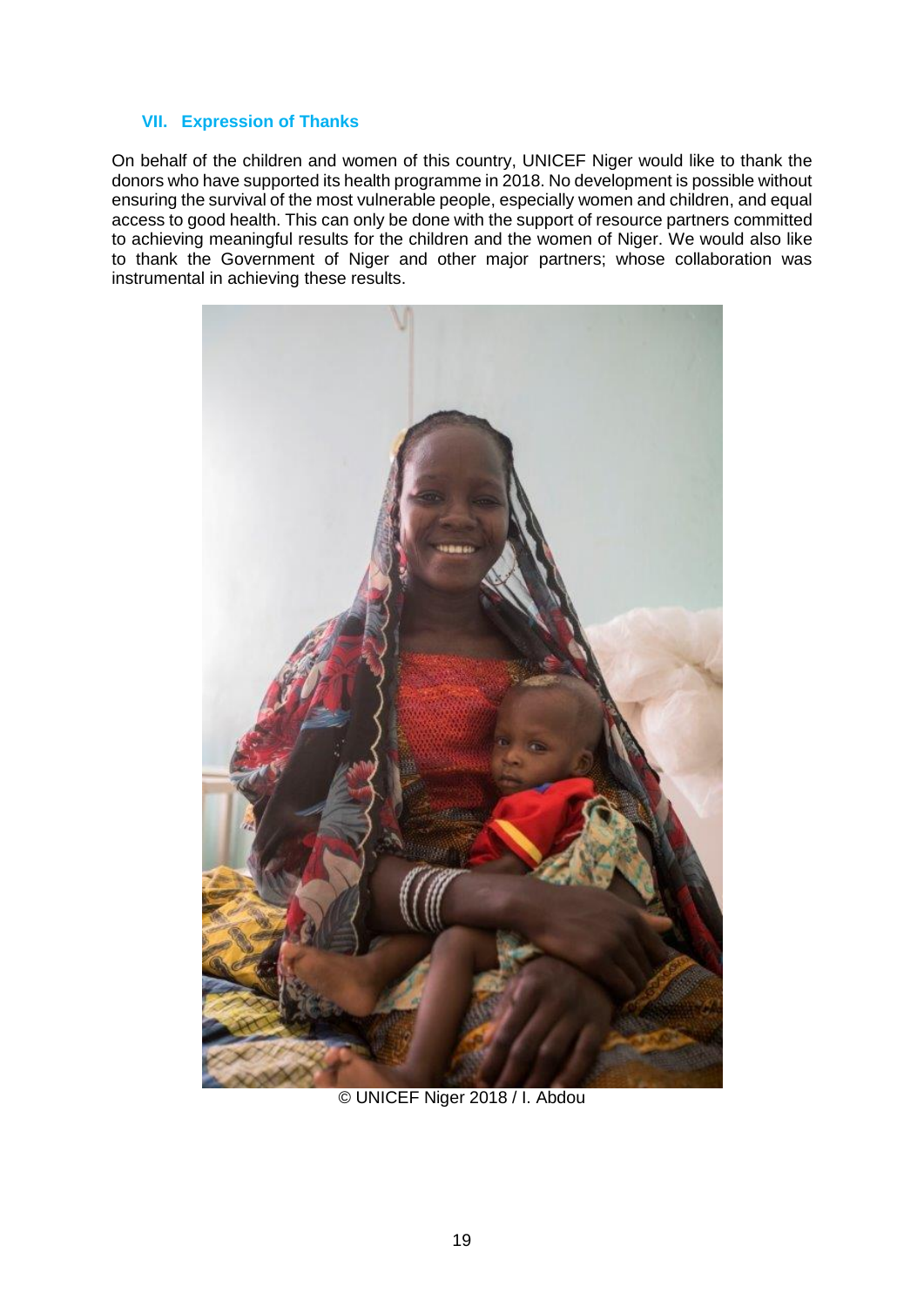## VII. Expression of Thanks

On behalf of the children and women of this country, UNICEF Niger would like to thank the donors who have supported its health programme in 2018. No development is possible without ensuring the survival of the most vulnerable people, especially women and children, and equal access to good health. This can only be done with the support of resource partners committed to achieving meaningful results for the children and the women of Niger. We would also like to thank the Government of Niger and other major partners; whose collaboration was instrumental in achieving these results.

© UNICEF Niger 2018 / I. Abdou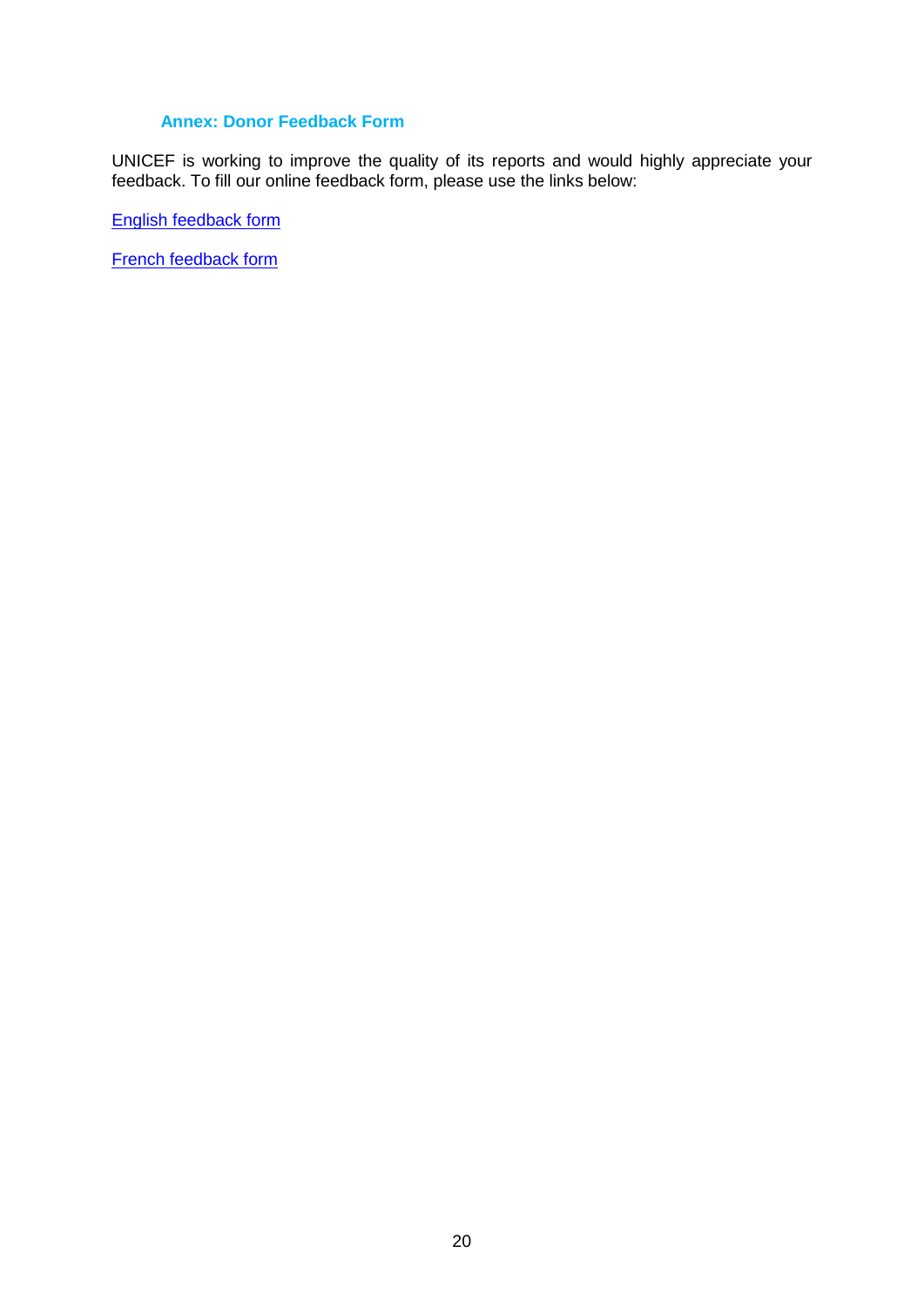## Annex: Donor Feedback Form

UNICEF is working to improve the quality of its reports and would highly appreciate your feedback. To fill our online feedback form, please use the links below:

English feedback form

French feedback form